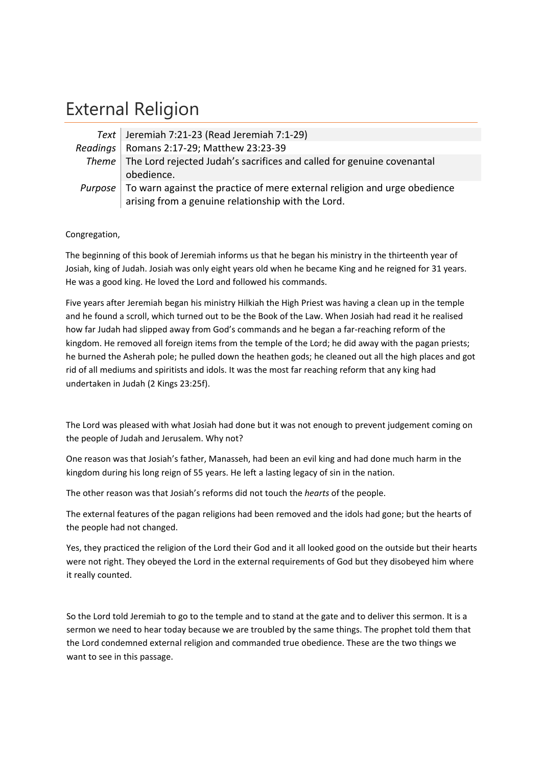# External Religion

| | |
|---|---|
| *Text* | Jeremiah 7:21-23 (Read Jeremiah 7:1-29) |
| *Readings* | Romans 2:17-29; Matthew 23:23-39 |
| *Theme* | The Lord rejected Judah's sacrifices and called for genuine covenantal obedience. |
| *Purpose* | To warn against the practice of mere external religion and urge obedience arising from a genuine relationship with the Lord. |

Congregation,

The beginning of this book of Jeremiah informs us that he began his ministry in the thirteenth year of Josiah, king of Judah. Josiah was only eight years old when he became King and he reigned for 31 years. He was a good king. He loved the Lord and followed his commands.

Five years after Jeremiah began his ministry Hilkiah the High Priest was having a clean up in the temple and he found a scroll, which turned out to be the Book of the Law. When Josiah had read it he realised how far Judah had slipped away from God's commands and he began a far-reaching reform of the kingdom. He removed all foreign items from the temple of the Lord; he did away with the pagan priests; he burned the Asherah pole; he pulled down the heathen gods; he cleaned out all the high places and got rid of all mediums and spiritists and idols. It was the most far reaching reform that any king had undertaken in Judah (2 Kings 23:25f).

The Lord was pleased with what Josiah had done but it was not enough to prevent judgement coming on the people of Judah and Jerusalem. Why not?

One reason was that Josiah's father, Manasseh, had been an evil king and had done much harm in the kingdom during his long reign of 55 years. He left a lasting legacy of sin in the nation.

The other reason was that Josiah's reforms did not touch the *hearts* of the people.

The external features of the pagan religions had been removed and the idols had gone; but the hearts of the people had not changed.

Yes, they practiced the religion of the Lord their God and it all looked good on the outside but their hearts were not right. They obeyed the Lord in the external requirements of God but they disobeyed him where it really counted.

So the Lord told Jeremiah to go to the temple and to stand at the gate and to deliver this sermon. It is a sermon we need to hear today because we are troubled by the same things. The prophet told them that the Lord condemned external religion and commanded true obedience. These are the two things we want to see in this passage.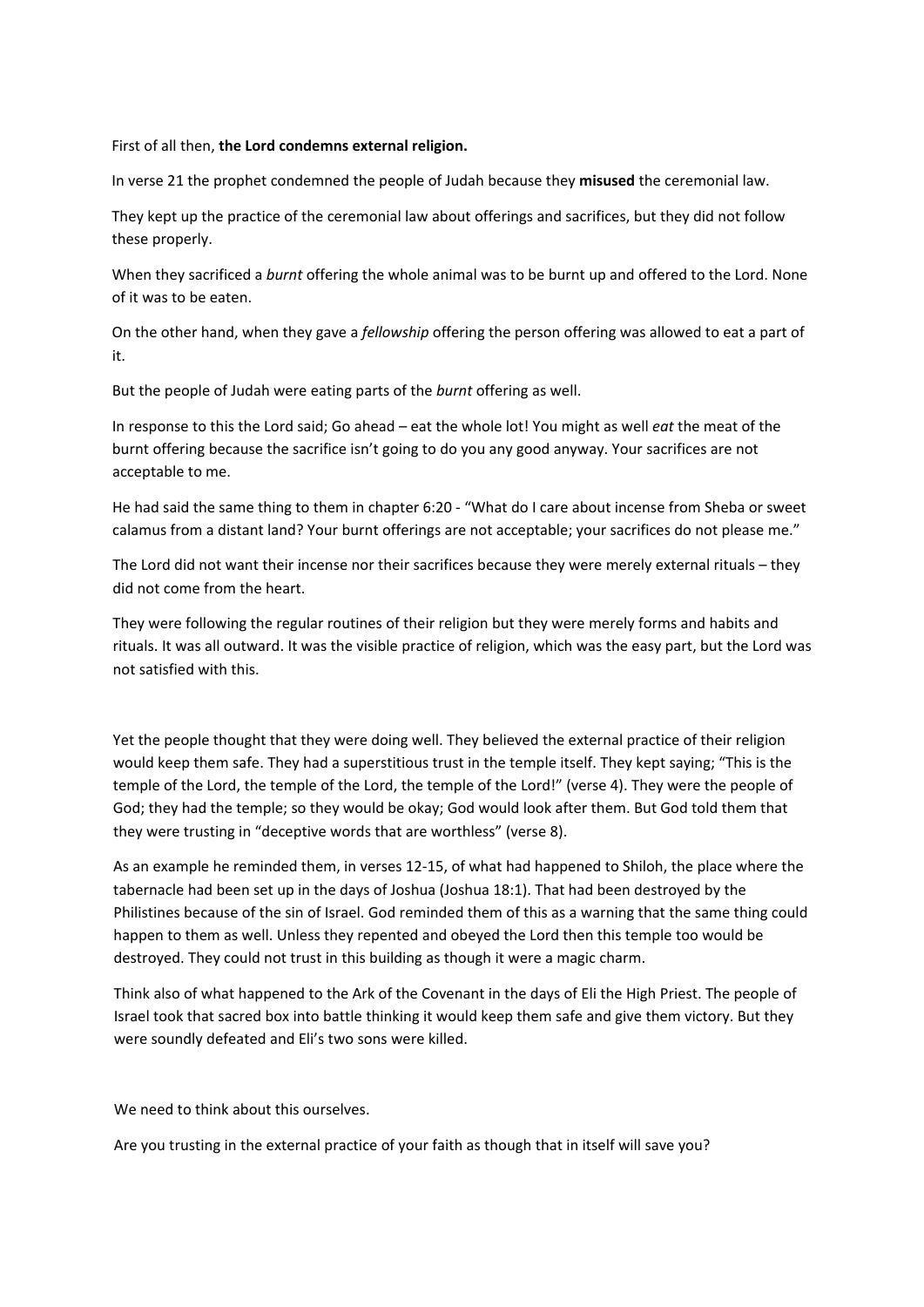First of all then, **the Lord condemns external religion.**

In verse 21 the prophet condemned the people of Judah because they **misused** the ceremonial law.

They kept up the practice of the ceremonial law about offerings and sacrifices, but they did not follow these properly.

When they sacrificed a *burnt* offering the whole animal was to be burnt up and offered to the Lord. None of it was to be eaten.

On the other hand, when they gave a *fellowship* offering the person offering was allowed to eat a part of it.

But the people of Judah were eating parts of the *burnt* offering as well.

In response to this the Lord said; Go ahead – eat the whole lot! You might as well *eat* the meat of the burnt offering because the sacrifice isn't going to do you any good anyway. Your sacrifices are not acceptable to me.

He had said the same thing to them in chapter 6:20 - "What do I care about incense from Sheba or sweet calamus from a distant land? Your burnt offerings are not acceptable; your sacrifices do not please me."

The Lord did not want their incense nor their sacrifices because they were merely external rituals – they did not come from the heart.

They were following the regular routines of their religion but they were merely forms and habits and rituals. It was all outward. It was the visible practice of religion, which was the easy part, but the Lord was not satisfied with this.

Yet the people thought that they were doing well. They believed the external practice of their religion would keep them safe. They had a superstitious trust in the temple itself. They kept saying; "This is the temple of the Lord, the temple of the Lord, the temple of the Lord!" (verse 4). They were the people of God; they had the temple; so they would be okay; God would look after them. But God told them that they were trusting in "deceptive words that are worthless" (verse 8).

As an example he reminded them, in verses 12-15, of what had happened to Shiloh, the place where the tabernacle had been set up in the days of Joshua (Joshua 18:1). That had been destroyed by the Philistines because of the sin of Israel. God reminded them of this as a warning that the same thing could happen to them as well. Unless they repented and obeyed the Lord then this temple too would be destroyed. They could not trust in this building as though it were a magic charm.

Think also of what happened to the Ark of the Covenant in the days of Eli the High Priest. The people of Israel took that sacred box into battle thinking it would keep them safe and give them victory. But they were soundly defeated and Eli's two sons were killed.

We need to think about this ourselves.

Are you trusting in the external practice of your faith as though that in itself will save you?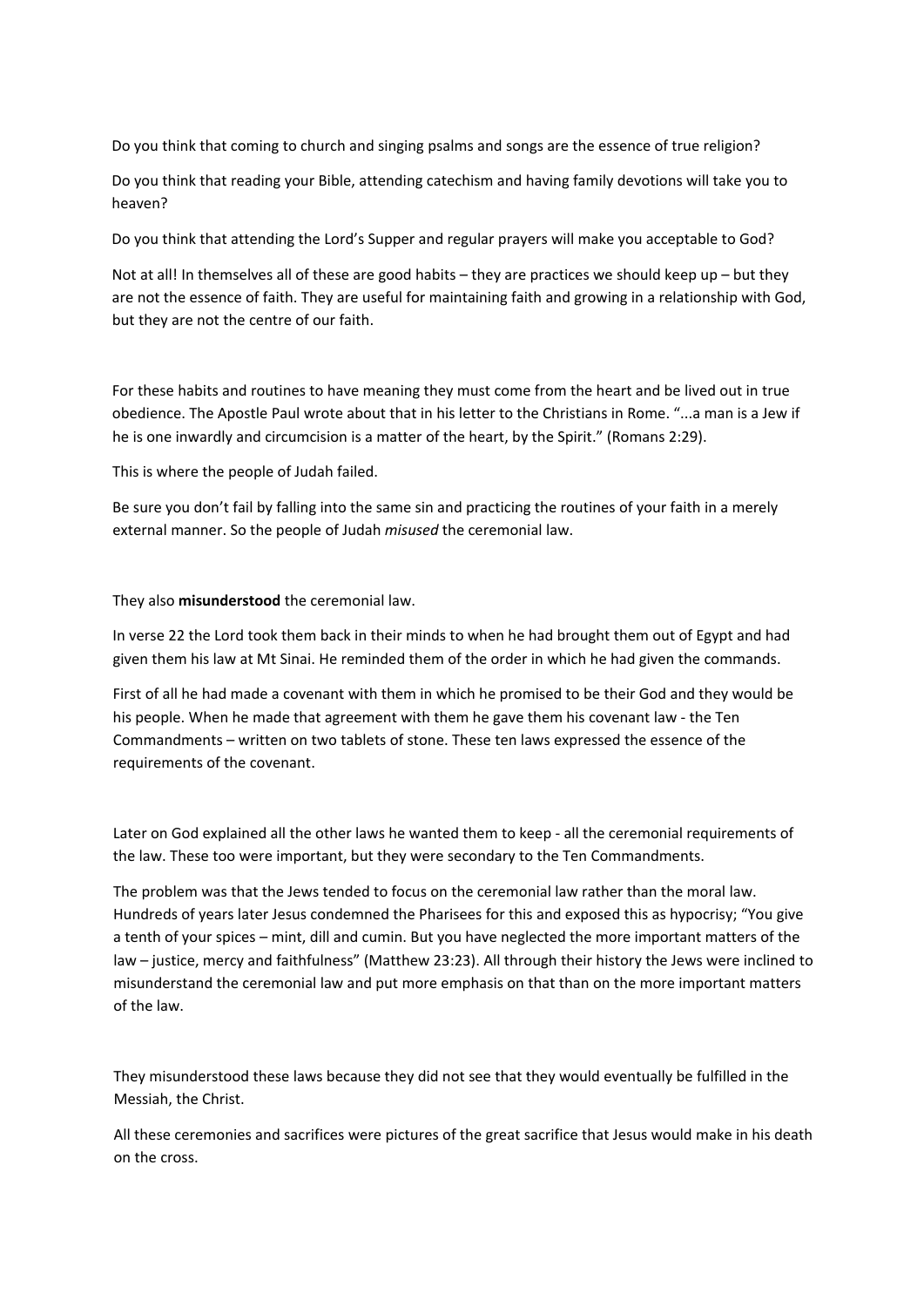Do you think that coming to church and singing psalms and songs are the essence of true religion?

Do you think that reading your Bible, attending catechism and having family devotions will take you to heaven?

Do you think that attending the Lord's Supper and regular prayers will make you acceptable to God?

Not at all! In themselves all of these are good habits – they are practices we should keep up – but they are not the essence of faith. They are useful for maintaining faith and growing in a relationship with God, but they are not the centre of our faith.

For these habits and routines to have meaning they must come from the heart and be lived out in true obedience. The Apostle Paul wrote about that in his letter to the Christians in Rome. "...a man is a Jew if he is one inwardly and circumcision is a matter of the heart, by the Spirit." (Romans 2:29).

This is where the people of Judah failed.

Be sure you don't fail by falling into the same sin and practicing the routines of your faith in a merely external manner. So the people of Judah *misused* the ceremonial law.

They also **misunderstood** the ceremonial law.

In verse 22 the Lord took them back in their minds to when he had brought them out of Egypt and had given them his law at Mt Sinai. He reminded them of the order in which he had given the commands.

First of all he had made a covenant with them in which he promised to be their God and they would be his people. When he made that agreement with them he gave them his covenant law - the Ten Commandments – written on two tablets of stone. These ten laws expressed the essence of the requirements of the covenant.

Later on God explained all the other laws he wanted them to keep - all the ceremonial requirements of the law. These too were important, but they were secondary to the Ten Commandments.

The problem was that the Jews tended to focus on the ceremonial law rather than the moral law. Hundreds of years later Jesus condemned the Pharisees for this and exposed this as hypocrisy; "You give a tenth of your spices – mint, dill and cumin. But you have neglected the more important matters of the law – justice, mercy and faithfulness" (Matthew 23:23). All through their history the Jews were inclined to misunderstand the ceremonial law and put more emphasis on that than on the more important matters of the law.

They misunderstood these laws because they did not see that they would eventually be fulfilled in the Messiah, the Christ.

All these ceremonies and sacrifices were pictures of the great sacrifice that Jesus would make in his death on the cross.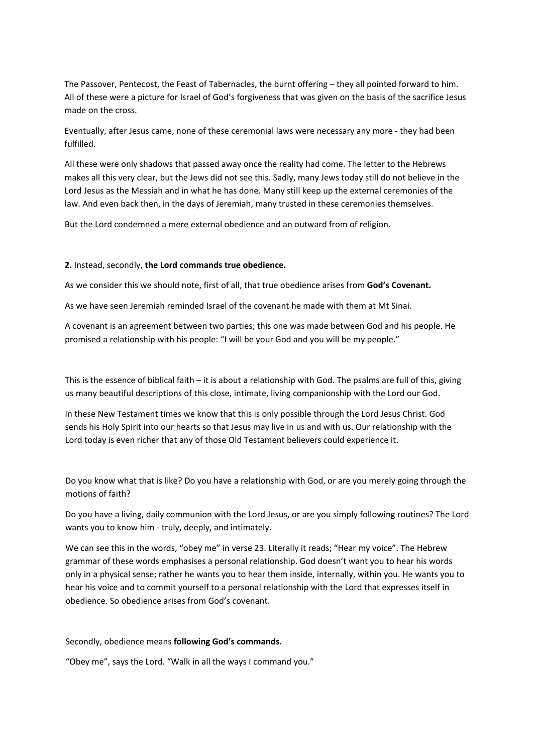The Passover, Pentecost, the Feast of Tabernacles, the burnt offering – they all pointed forward to him. All of these were a picture for Israel of God's forgiveness that was given on the basis of the sacrifice Jesus made on the cross.

Eventually, after Jesus came, none of these ceremonial laws were necessary any more - they had been fulfilled.

All these were only shadows that passed away once the reality had come. The letter to the Hebrews makes all this very clear, but the Jews did not see this. Sadly, many Jews today still do not believe in the Lord Jesus as the Messiah and in what he has done. Many still keep up the external ceremonies of the law. And even back then, in the days of Jeremiah, many trusted in these ceremonies themselves.

But the Lord condemned a mere external obedience and an outward from of religion.

**2.** Instead, secondly, **the Lord commands true obedience.**

As we consider this we should note, first of all, that true obedience arises from **God's Covenant.**

As we have seen Jeremiah reminded Israel of the covenant he made with them at Mt Sinai.

A covenant is an agreement between two parties; this one was made between God and his people. He promised a relationship with his people: "I will be your God and you will be my people."

This is the essence of biblical faith – it is about a relationship with God. The psalms are full of this, giving us many beautiful descriptions of this close, intimate, living companionship with the Lord our God.

In these New Testament times we know that this is only possible through the Lord Jesus Christ. God sends his Holy Spirit into our hearts so that Jesus may live in us and with us. Our relationship with the Lord today is even richer that any of those Old Testament believers could experience it.

Do you know what that is like? Do you have a relationship with God, or are you merely going through the motions of faith?

Do you have a living, daily communion with the Lord Jesus, or are you simply following routines? The Lord wants you to know him - truly, deeply, and intimately.

We can see this in the words, "obey me" in verse 23. Literally it reads; "Hear my voice". The Hebrew grammar of these words emphasises a personal relationship. God doesn't want you to hear his words only in a physical sense; rather he wants you to hear them inside, internally, within you. He wants you to hear his voice and to commit yourself to a personal relationship with the Lord that expresses itself in obedience. So obedience arises from God's covenant.

Secondly, obedience means **following God's commands.**

"Obey me", says the Lord. "Walk in all the ways I command you."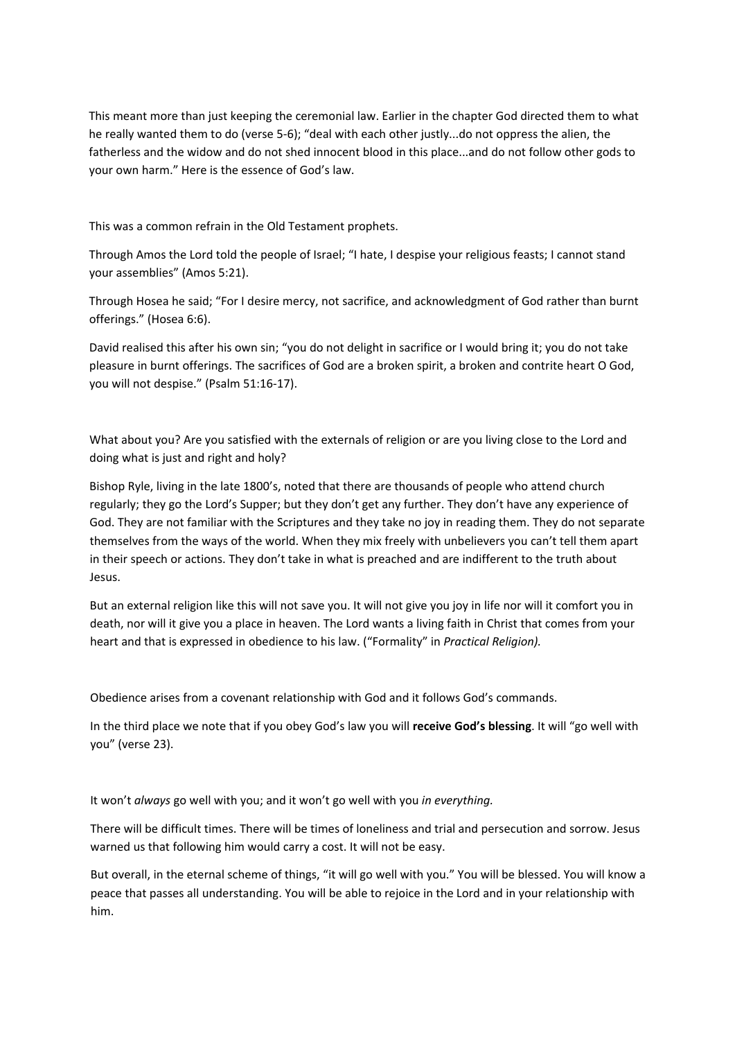This meant more than just keeping the ceremonial law. Earlier in the chapter God directed them to what he really wanted them to do (verse 5-6); "deal with each other justly...do not oppress the alien, the fatherless and the widow and do not shed innocent blood in this place...and do not follow other gods to your own harm." Here is the essence of God's law.

This was a common refrain in the Old Testament prophets.

Through Amos the Lord told the people of Israel; "I hate, I despise your religious feasts; I cannot stand your assemblies" (Amos 5:21).

Through Hosea he said; "For I desire mercy, not sacrifice, and acknowledgment of God rather than burnt offerings." (Hosea 6:6).

David realised this after his own sin; "you do not delight in sacrifice or I would bring it; you do not take pleasure in burnt offerings. The sacrifices of God are a broken spirit, a broken and contrite heart O God, you will not despise." (Psalm 51:16-17).

What about you? Are you satisfied with the externals of religion or are you living close to the Lord and doing what is just and right and holy?

Bishop Ryle, living in the late 1800's, noted that there are thousands of people who attend church regularly; they go the Lord's Supper; but they don't get any further. They don't have any experience of God. They are not familiar with the Scriptures and they take no joy in reading them. They do not separate themselves from the ways of the world. When they mix freely with unbelievers you can't tell them apart in their speech or actions. They don't take in what is preached and are indifferent to the truth about Jesus.

But an external religion like this will not save you. It will not give you joy in life nor will it comfort you in death, nor will it give you a place in heaven. The Lord wants a living faith in Christ that comes from your heart and that is expressed in obedience to his law. ("Formality" in *Practical Religion).*

Obedience arises from a covenant relationship with God and it follows God's commands.

In the third place we note that if you obey God's law you will **receive God's blessing**. It will "go well with you" (verse 23).

It won't *always* go well with you; and it won't go well with you *in everything.*

There will be difficult times. There will be times of loneliness and trial and persecution and sorrow. Jesus warned us that following him would carry a cost. It will not be easy.

But overall, in the eternal scheme of things, "it will go well with you." You will be blessed. You will know a peace that passes all understanding. You will be able to rejoice in the Lord and in your relationship with him.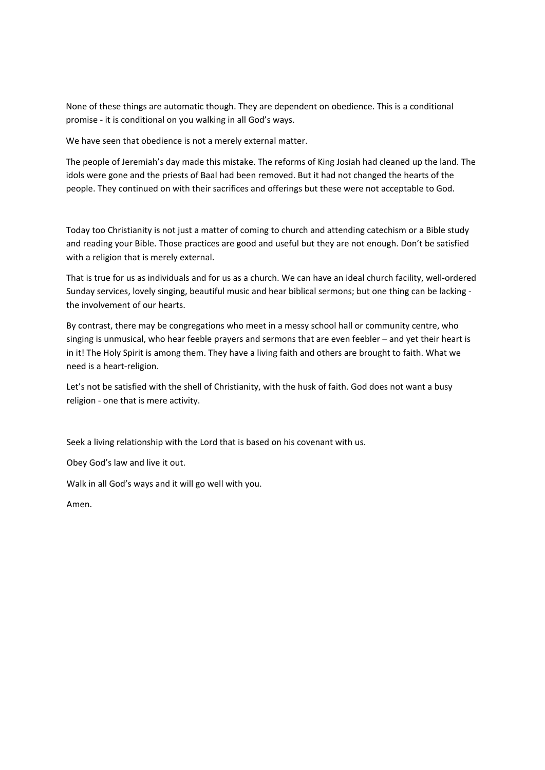None of these things are automatic though. They are dependent on obedience. This is a conditional promise - it is conditional on you walking in all God's ways.

We have seen that obedience is not a merely external matter.

The people of Jeremiah's day made this mistake. The reforms of King Josiah had cleaned up the land. The idols were gone and the priests of Baal had been removed. But it had not changed the hearts of the people. They continued on with their sacrifices and offerings but these were not acceptable to God.

Today too Christianity is not just a matter of coming to church and attending catechism or a Bible study and reading your Bible. Those practices are good and useful but they are not enough. Don't be satisfied with a religion that is merely external.

That is true for us as individuals and for us as a church. We can have an ideal church facility, well-ordered Sunday services, lovely singing, beautiful music and hear biblical sermons; but one thing can be lacking - the involvement of our hearts.

By contrast, there may be congregations who meet in a messy school hall or community centre, who singing is unmusical, who hear feeble prayers and sermons that are even feebler – and yet their heart is in it! The Holy Spirit is among them. They have a living faith and others are brought to faith. What we need is a heart-religion.

Let's not be satisfied with the shell of Christianity, with the husk of faith. God does not want a busy religion - one that is mere activity.

Seek a living relationship with the Lord that is based on his covenant with us.

Obey God's law and live it out.

Walk in all God's ways and it will go well with you.

Amen.